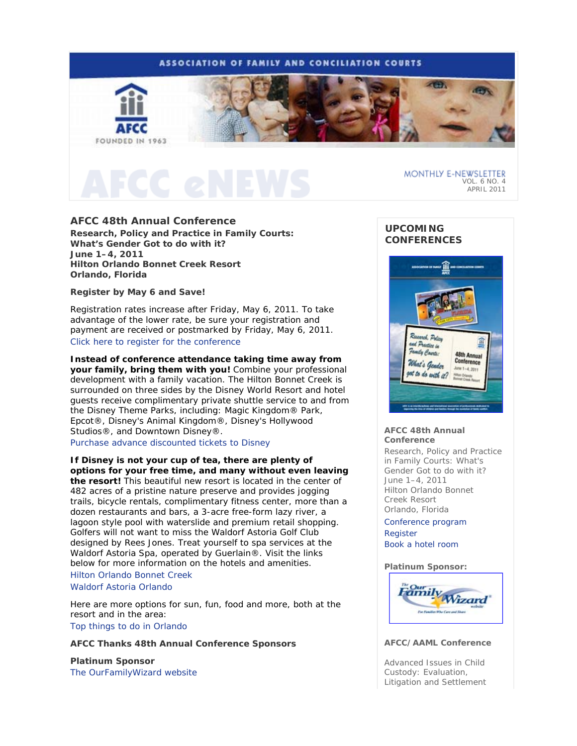ASSOCIATION OF FAMILY AND CONCILIATION COURTS

AFCC
FOUNDED IN 1963

# AFCC eNEWS

MONTHLY E-NEWSLETTER
VOL. 6 NO. 4
APRIL 2011

## AFCC 48th Annual Conference

**Research, Policy and Practice in Family Courts: What's Gender Got to do with it?**
**June 1–4, 2011**
**Hilton Orlando Bonnet Creek Resort**
**Orlando, Florida**

**Register by May 6 and Save!**

Registration rates increase after Friday, May 6, 2011. To take advantage of the lower rate, be sure your registration and payment are received or postmarked by Friday, May 6, 2011.
Click here to register for the conference

**Instead of conference attendance taking time away from your family, bring them with you!** Combine your professional development with a family vacation. The Hilton Bonnet Creek is surrounded on three sides by the Disney World Resort and hotel guests receive complimentary private shuttle service to and from the Disney Theme Parks, including: Magic Kingdom® Park, Epcot®, Disney's Animal Kingdom®, Disney's Hollywood Studios®, and Downtown Disney®.
Purchase advance discounted tickets to Disney

**If Disney is not your cup of tea, there are plenty of options for your free time, and many without even leaving the resort!** This beautiful new resort is located in the center of 482 acres of a pristine nature preserve and provides jogging trails, bicycle rentals, complimentary fitness center, more than a dozen restaurants and bars, a 3-acre free-form lazy river, a lagoon style pool with waterslide and premium retail shopping. Golfers will not want to miss the Waldorf Astoria Golf Club designed by Rees Jones. Treat yourself to spa services at the Waldorf Astoria Spa, operated by Guerlain®. Visit the links below for more information on the hotels and amenities.
Hilton Orlando Bonnet Creek
Waldorf Astoria Orlando

Here are more options for sun, fun, food and more, both at the resort and in the area:
Top things to do in Orlando

**AFCC Thanks 48th Annual Conference Sponsors**

**Platinum Sponsor**
The OurFamilyWizard website

## UPCOMING CONFERENCES

**AFCC 48th Annual Conference**
Research, Policy and Practice in Family Courts: What's Gender Got to do with it?
June 1–4, 2011
Hilton Orlando Bonnet Creek Resort
Orlando, Florida

Conference program
Register
Book a hotel room

**Platinum Sponsor:**

**AFCC/AAML Conference**

Advanced Issues in Child Custody: Evaluation, Litigation and Settlement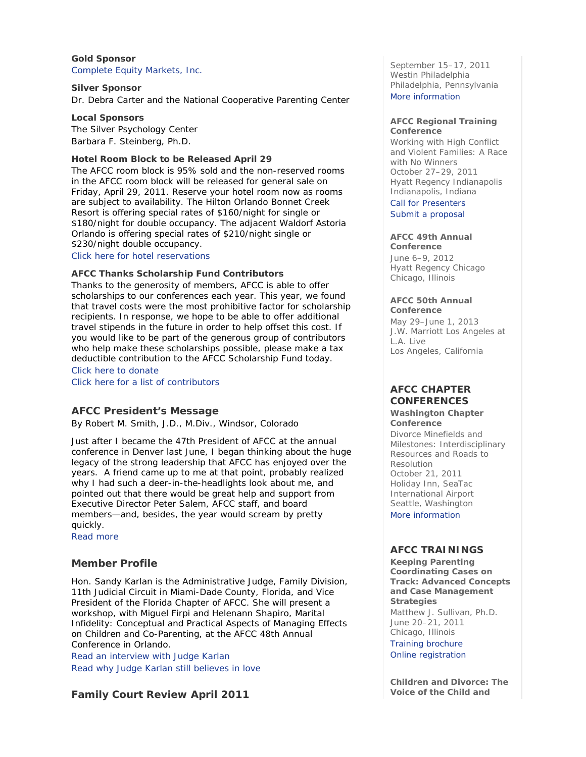**Gold Sponsor**
Complete Equity Markets, Inc.

**Silver Sponsor**
Dr. Debra Carter and the National Cooperative Parenting Center

**Local Sponsors**
The Silver Psychology Center
Barbara F. Steinberg, Ph.D.

**Hotel Room Block to be Released April 29**
The AFCC room block is 95% sold and the non-reserved rooms in the AFCC room block will be released for general sale on Friday, April 29, 2011. Reserve your hotel room now as rooms are subject to availability. The Hilton Orlando Bonnet Creek Resort is offering special rates of $160/night for single or $180/night for double occupancy. The adjacent Waldorf Astoria Orlando is offering special rates of $210/night single or $230/night double occupancy.
Click here for hotel reservations

**AFCC Thanks Scholarship Fund Contributors**
Thanks to the generosity of members, AFCC is able to offer scholarships to our conferences each year. This year, we found that travel costs were the most prohibitive factor for scholarship recipients. In response, we hope to be able to offer additional travel stipends in the future in order to help offset this cost. If you would like to be part of the generous group of contributors who help make these scholarships possible, please make a tax deductible contribution to the AFCC Scholarship Fund today.
Click here to donate
Click here for a list of contributors

## AFCC President's Message

By Robert M. Smith, J.D., M.Div., Windsor, Colorado

Just after I became the 47th President of AFCC at the annual conference in Denver last June, I began thinking about the huge legacy of the strong leadership that AFCC has enjoyed over the years. A friend came up to me at that point, probably realized why I had such a deer-in-the-headlights look about me, and pointed out that there would be great help and support from Executive Director Peter Salem, AFCC staff, and board members—and, besides, the year would scream by pretty quickly.
Read more

## Member Profile

Hon. Sandy Karlan is the Administrative Judge, Family Division, 11th Judicial Circuit in Miami-Dade County, Florida, and Vice President of the Florida Chapter of AFCC. She will present a workshop, with Miguel Firpi and Helenann Shapiro, Marital Infidelity: Conceptual and Practical Aspects of Managing Effects on Children and Co-Parenting, at the AFCC 48th Annual Conference in Orlando.
Read an interview with Judge Karlan
Read why Judge Karlan still believes in love

## Family Court Review April 2011

September 15–17, 2011
Westin Philadelphia
Philadelphia, Pennsylvania
More information

**AFCC Regional Training Conference**
Working with High Conflict and Violent Families: A Race with No Winners
October 27–29, 2011
Hyatt Regency Indianapolis
Indianapolis, Indiana
Call for Presenters
Submit a proposal

**AFCC 49th Annual Conference**
June 6–9, 2012
Hyatt Regency Chicago
Chicago, Illinois

**AFCC 50th Annual Conference**
May 29–June 1, 2013
J.W. Marriott Los Angeles at L.A. Live
Los Angeles, California

## AFCC CHAPTER CONFERENCES

**Washington Chapter Conference**
Divorce Minefields and Milestones: Interdisciplinary Resources and Roads to Resolution
October 21, 2011
Holiday Inn, SeaTac International Airport
Seattle, Washington
More information

## AFCC TRAININGS

**Keeping Parenting Coordinating Cases on Track: Advanced Concepts and Case Management Strategies**
Matthew J. Sullivan, Ph.D.
June 20–21, 2011
Chicago, Illinois
Training brochure
Online registration

**Children and Divorce: The Voice of the Child and**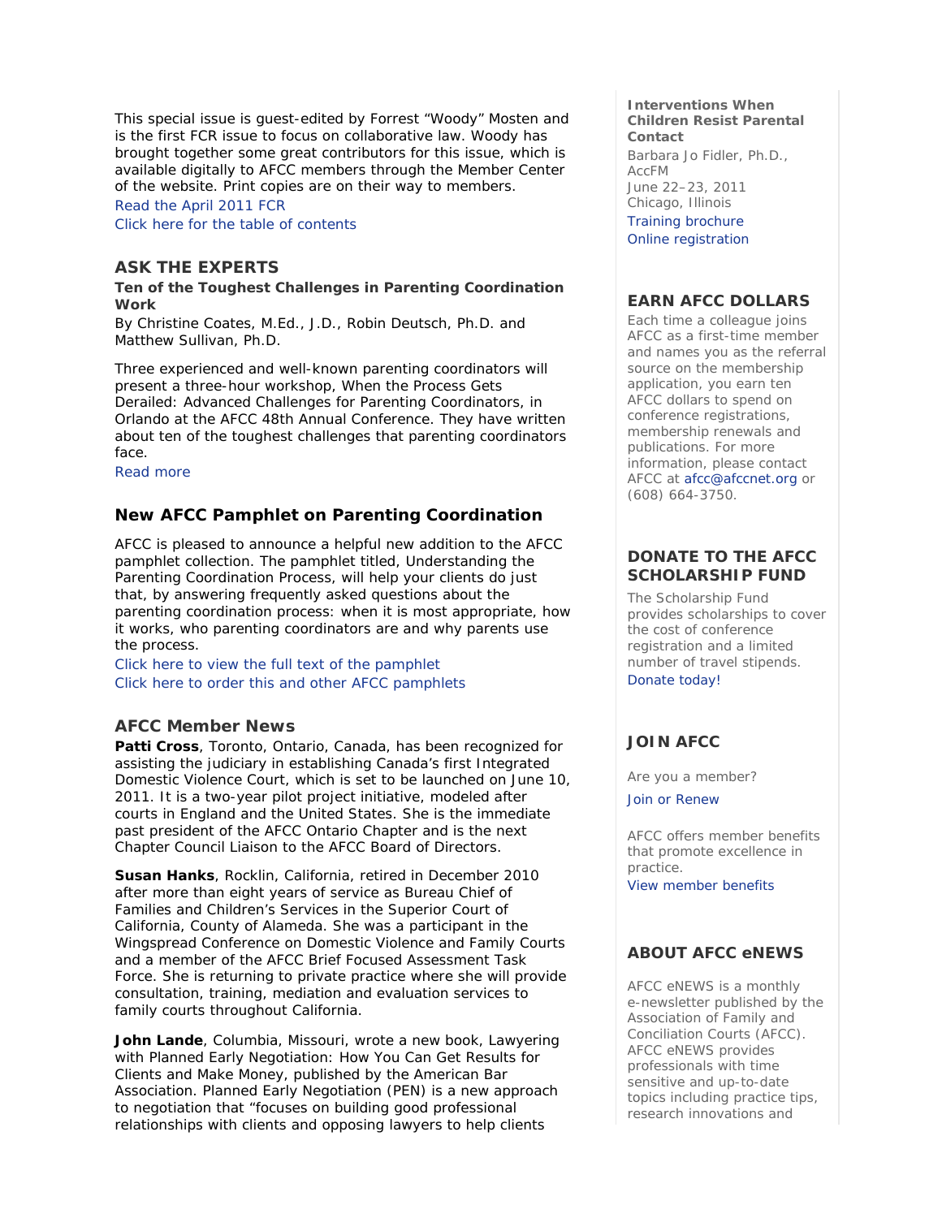This special issue is guest-edited by Forrest "Woody" Mosten and is the first FCR issue to focus on collaborative law. Woody has brought together some great contributors for this issue, which is available digitally to AFCC members through the Member Center of the website. Print copies are on their way to members.

Read the April 2011 FCR

Click here for the table of contents

## ASK THE EXPERTS

**Ten of the Toughest Challenges in Parenting Coordination Work**

By Christine Coates, M.Ed., J.D., Robin Deutsch, Ph.D. and Matthew Sullivan, Ph.D.

Three experienced and well-known parenting coordinators will present a three-hour workshop, When the Process Gets Derailed: Advanced Challenges for Parenting Coordinators, in Orlando at the AFCC 48th Annual Conference. They have written about ten of the toughest challenges that parenting coordinators face.

Read more

## New AFCC Pamphlet on Parenting Coordination

AFCC is pleased to announce a helpful new addition to the AFCC pamphlet collection. The pamphlet titled, Understanding the Parenting Coordination Process, will help your clients do just that, by answering frequently asked questions about the parenting coordination process: when it is most appropriate, how it works, who parenting coordinators are and why parents use the process.

Click here to view the full text of the pamphlet

Click here to order this and other AFCC pamphlets

## AFCC Member News

**Patti Cross**, Toronto, Ontario, Canada, has been recognized for assisting the judiciary in establishing Canada's first Integrated Domestic Violence Court, which is set to be launched on June 10, 2011. It is a two-year pilot project initiative, modeled after courts in England and the United States. She is the immediate past president of the AFCC Ontario Chapter and is the next Chapter Council Liaison to the AFCC Board of Directors.

**Susan Hanks**, Rocklin, California, retired in December 2010 after more than eight years of service as Bureau Chief of Families and Children's Services in the Superior Court of California, County of Alameda. She was a participant in the Wingspread Conference on Domestic Violence and Family Courts and a member of the AFCC Brief Focused Assessment Task Force. She is returning to private practice where she will provide consultation, training, mediation and evaluation services to family courts throughout California.

**John Lande**, Columbia, Missouri, wrote a new book, Lawyering with Planned Early Negotiation: How You Can Get Results for Clients and Make Money, published by the American Bar Association. Planned Early Negotiation (PEN) is a new approach to negotiation that "focuses on building good professional relationships with clients and opposing lawyers to help clients

**Interventions When Children Resist Parental Contact**

Barbara Jo Fidler, Ph.D., AccFM
June 22–23, 2011
Chicago, Illinois

Training brochure

Online registration

## EARN AFCC DOLLARS

Each time a colleague joins AFCC as a first-time member and names you as the referral source on the membership application, you earn ten AFCC dollars to spend on conference registrations, membership renewals and publications. For more information, please contact AFCC at afcc@afccnet.org or (608) 664-3750.

## DONATE TO THE AFCC SCHOLARSHIP FUND

The Scholarship Fund provides scholarships to cover the cost of conference registration and a limited number of travel stipends.

Donate today!

## JOIN AFCC

Are you a member?

Join or Renew

AFCC offers member benefits that promote excellence in practice.

View member benefits

## ABOUT AFCC eNEWS

AFCC eNEWS is a monthly e-newsletter published by the Association of Family and Conciliation Courts (AFCC). AFCC eNEWS provides professionals with time sensitive and up-to-date topics including practice tips, research innovations and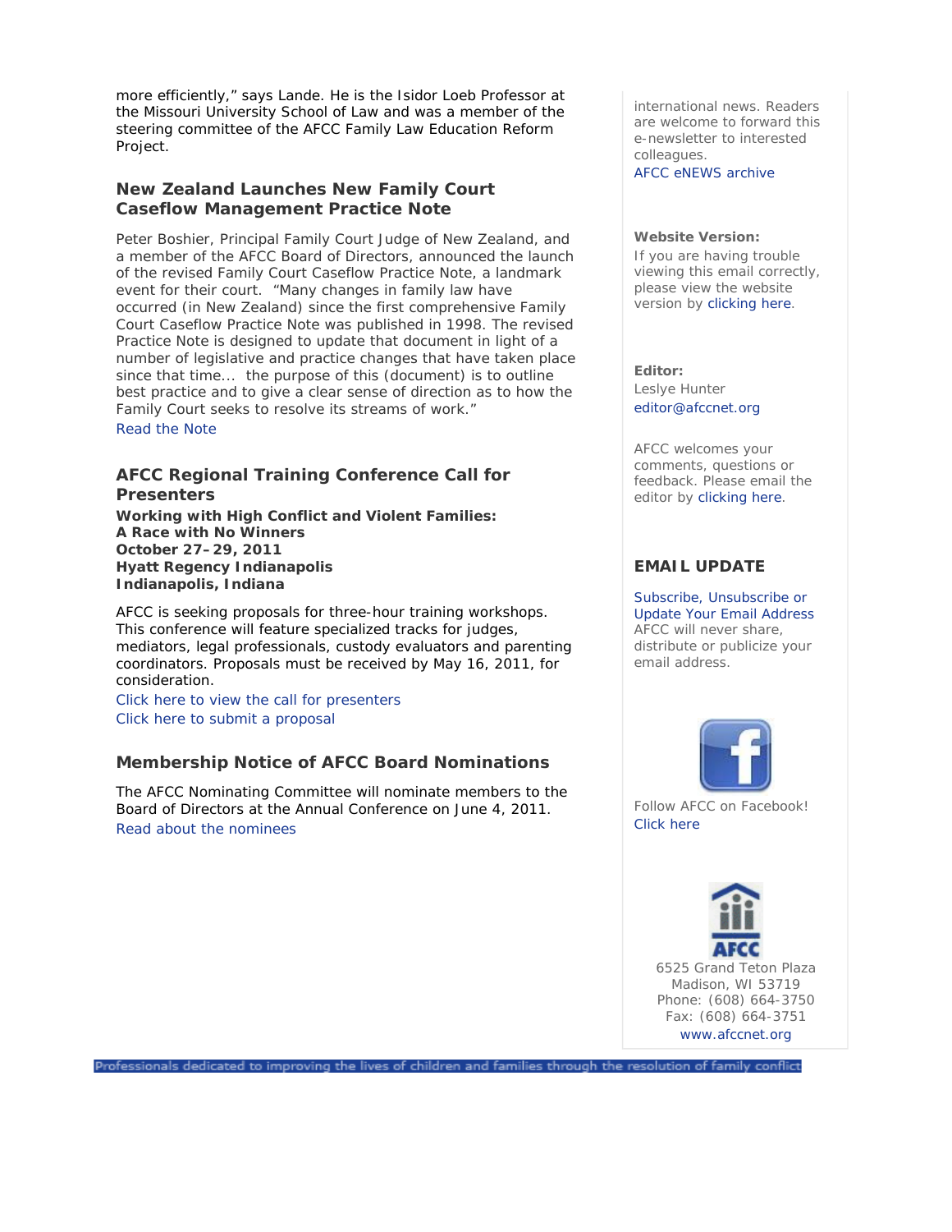more efficiently," says Lande. He is the Isidor Loeb Professor at the Missouri University School of Law and was a member of the steering committee of the AFCC Family Law Education Reform Project.

### New Zealand Launches New Family Court Caseflow Management Practice Note

Peter Boshier, Principal Family Court Judge of New Zealand, and a member of the AFCC Board of Directors, announced the launch of the revised Family Court Caseflow Practice Note, a landmark event for their court. "Many changes in family law have occurred (in New Zealand) since the first comprehensive Family Court Caseflow Practice Note was published in 1998. The revised Practice Note is designed to update that document in light of a number of legislative and practice changes that have taken place since that time... the purpose of this (document) is to outline best practice and to give a clear sense of direction as to how the Family Court seeks to resolve its streams of work."

Read the Note

### AFCC Regional Training Conference Call for Presenters

**Working with High Conflict and Violent Families: A Race with No Winners**
**October 27–29, 2011**
**Hyatt Regency Indianapolis**
**Indianapolis, Indiana**

AFCC is seeking proposals for three-hour training workshops. This conference will feature specialized tracks for judges, mediators, legal professionals, custody evaluators and parenting coordinators. Proposals must be received by May 16, 2011, for consideration.

Click here to view the call for presenters
Click here to submit a proposal

### Membership Notice of AFCC Board Nominations

The AFCC Nominating Committee will nominate members to the Board of Directors at the Annual Conference on June 4, 2011.

Read about the nominees

international news. Readers are welcome to forward this e-newsletter to interested colleagues.
AFCC eNEWS archive

**Website Version:**
If you are having trouble viewing this email correctly, please view the website version by clicking here.

**Editor:**
Leslye Hunter
editor@afccnet.org

AFCC welcomes your comments, questions or feedback. Please email the editor by clicking here.

### EMAIL UPDATE

Subscribe, Unsubscribe or Update Your Email Address
AFCC will never share, distribute or publicize your email address.

Follow AFCC on Facebook!
Click here

AFCC
6525 Grand Teton Plaza
Madison, WI 53719
Phone: (608) 664-3750
Fax: (608) 664-3751
www.afccnet.org

Professionals dedicated to improving the lives of children and families through the resolution of family conflict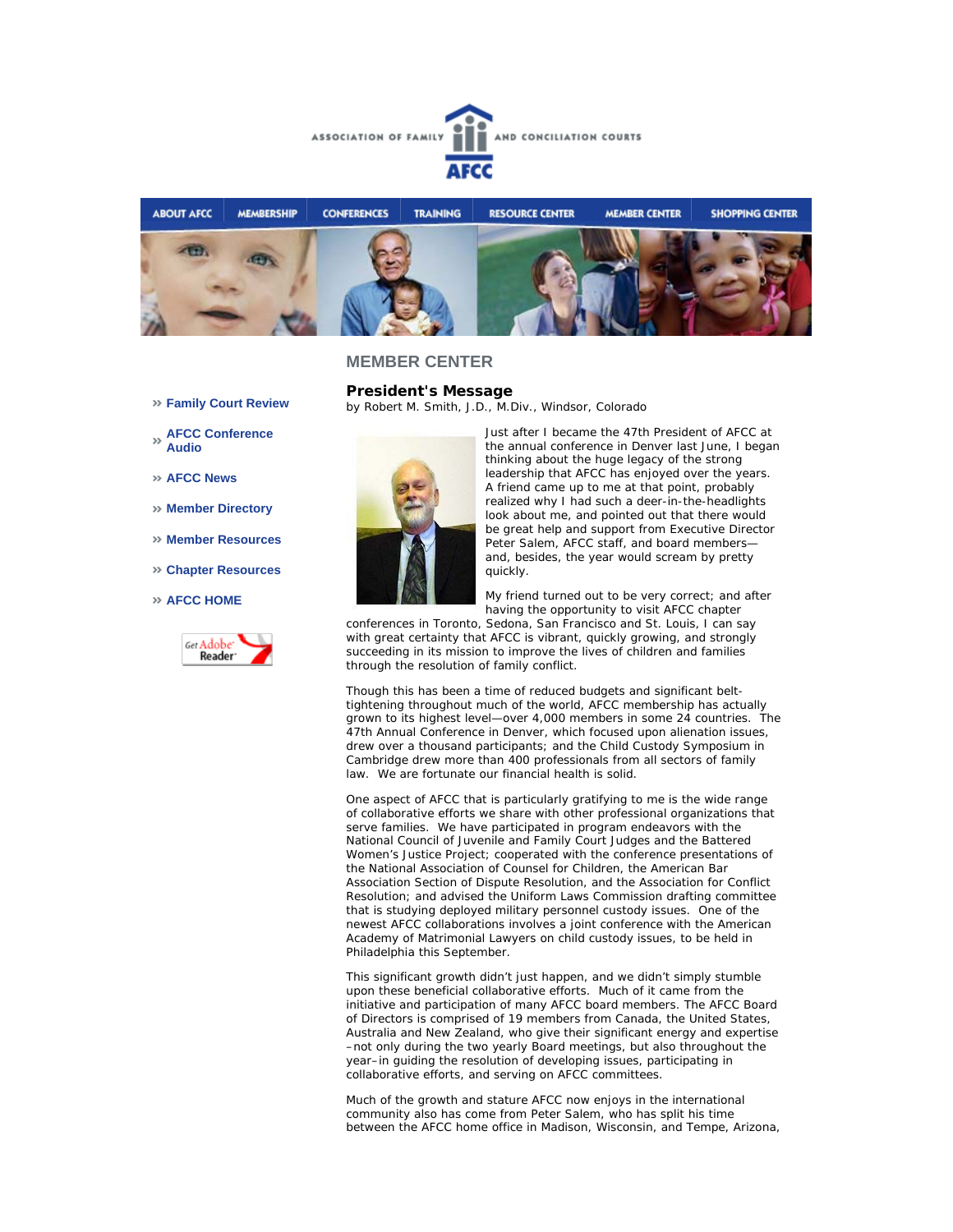ASSOCIATION OF FAMILY AND CONCILIATION COURTS

AFCC

ABOUT AFCC | MEMBERSHIP | CONFERENCES | TRAINING | RESOURCE CENTER | MEMBER CENTER | SHOPPING CENTER

## MEMBER CENTER

- » Family Court Review
- » AFCC Conference Audio
- » AFCC News
- » Member Directory
- » Member Resources
- » Chapter Resources
- » AFCC HOME

Get Adobe Reader

### President's Message

by Robert M. Smith, J.D., M.Div., Windsor, Colorado

Just after I became the 47th President of AFCC at the annual conference in Denver last June, I began thinking about the huge legacy of the strong leadership that AFCC has enjoyed over the years. A friend came up to me at that point, probably realized why I had such a deer-in-the-headlights look about me, and pointed out that there would be great help and support from Executive Director Peter Salem, AFCC staff, and board members—and, besides, the year would scream by pretty quickly.

My friend turned out to be very correct; and after having the opportunity to visit AFCC chapter conferences in Toronto, Sedona, San Francisco and St. Louis, I can say with great certainty that AFCC is vibrant, quickly growing, and strongly succeeding in its mission to improve the lives of children and families through the resolution of family conflict.

Though this has been a time of reduced budgets and significant belt-tightening throughout much of the world, AFCC membership has actually grown to its highest level—over 4,000 members in some 24 countries. The 47th Annual Conference in Denver, which focused upon alienation issues, drew over a thousand participants; and the Child Custody Symposium in Cambridge drew more than 400 professionals from all sectors of family law. We are fortunate our financial health is solid.

One aspect of AFCC that is particularly gratifying to me is the wide range of collaborative efforts we share with other professional organizations that serve families. We have participated in program endeavors with the National Council of Juvenile and Family Court Judges and the Battered Women's Justice Project; cooperated with the conference presentations of the National Association of Counsel for Children, the American Bar Association Section of Dispute Resolution, and the Association for Conflict Resolution; and advised the Uniform Laws Commission drafting committee that is studying deployed military personnel custody issues. One of the newest AFCC collaborations involves a joint conference with the American Academy of Matrimonial Lawyers on child custody issues, to be held in Philadelphia this September.

This significant growth didn't just happen, and we didn't simply stumble upon these beneficial collaborative efforts. Much of it came from the initiative and participation of many AFCC board members. The AFCC Board of Directors is comprised of 19 members from Canada, the United States, Australia and New Zealand, who give their significant energy and expertise –not only during the two yearly Board meetings, but also throughout the year–in guiding the resolution of developing issues, participating in collaborative efforts, and serving on AFCC committees.

Much of the growth and stature AFCC now enjoys in the international community also has come from Peter Salem, who has split his time between the AFCC home office in Madison, Wisconsin, and Tempe, Arizona,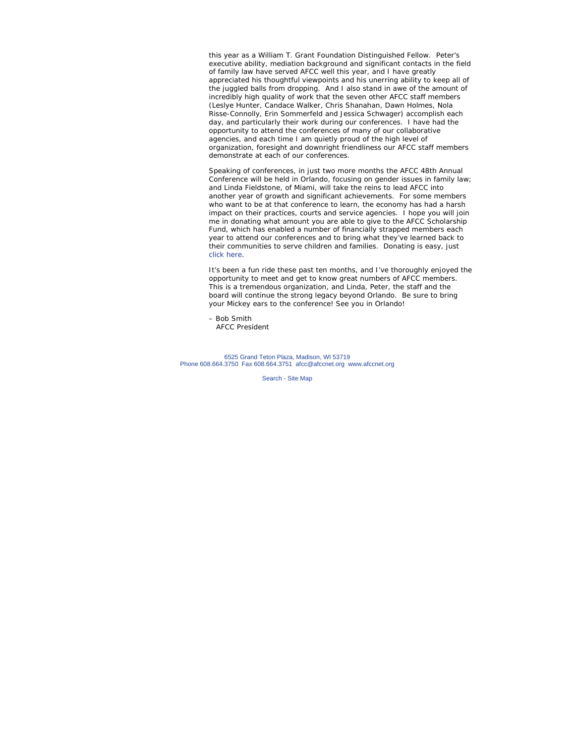this year as a William T. Grant Foundation Distinguished Fellow. Peter's executive ability, mediation background and significant contacts in the field of family law have served AFCC well this year, and I have greatly appreciated his thoughtful viewpoints and his unerring ability to keep all of the juggled balls from dropping. And I also stand in awe of the amount of incredibly high quality of work that the seven other AFCC staff members (Leslye Hunter, Candace Walker, Chris Shanahan, Dawn Holmes, Nola Risse-Connolly, Erin Sommerfeld and Jessica Schwager) accomplish each day, and particularly their work during our conferences. I have had the opportunity to attend the conferences of many of our collaborative agencies, and each time I am quietly proud of the high level of organization, foresight and downright friendliness our AFCC staff members demonstrate at each of our conferences.

Speaking of conferences, in just two more months the AFCC 48th Annual Conference will be held in Orlando, focusing on gender issues in family law; and Linda Fieldstone, of Miami, will take the reins to lead AFCC into another year of growth and significant achievements. For some members who want to be at that conference to learn, the economy has had a harsh impact on their practices, courts and service agencies. I hope you will join me in donating what amount you are able to give to the AFCC Scholarship Fund, which has enabled a number of financially strapped members each year to attend our conferences and to bring what they've learned back to their communities to serve children and families. Donating is easy, just click here.

It's been a fun ride these past ten months, and I've thoroughly enjoyed the opportunity to meet and get to know great numbers of AFCC members. This is a tremendous organization, and Linda, Peter, the staff and the board will continue the strong legacy beyond Orlando. Be sure to bring your Mickey ears to the conference! See you in Orlando!

– Bob Smith
AFCC President

6525 Grand Teton Plaza, Madison, WI 53719
Phone 608.664.3750 Fax 608.664.3751 afcc@afccnet.org www.afccnet.org

Search - Site Map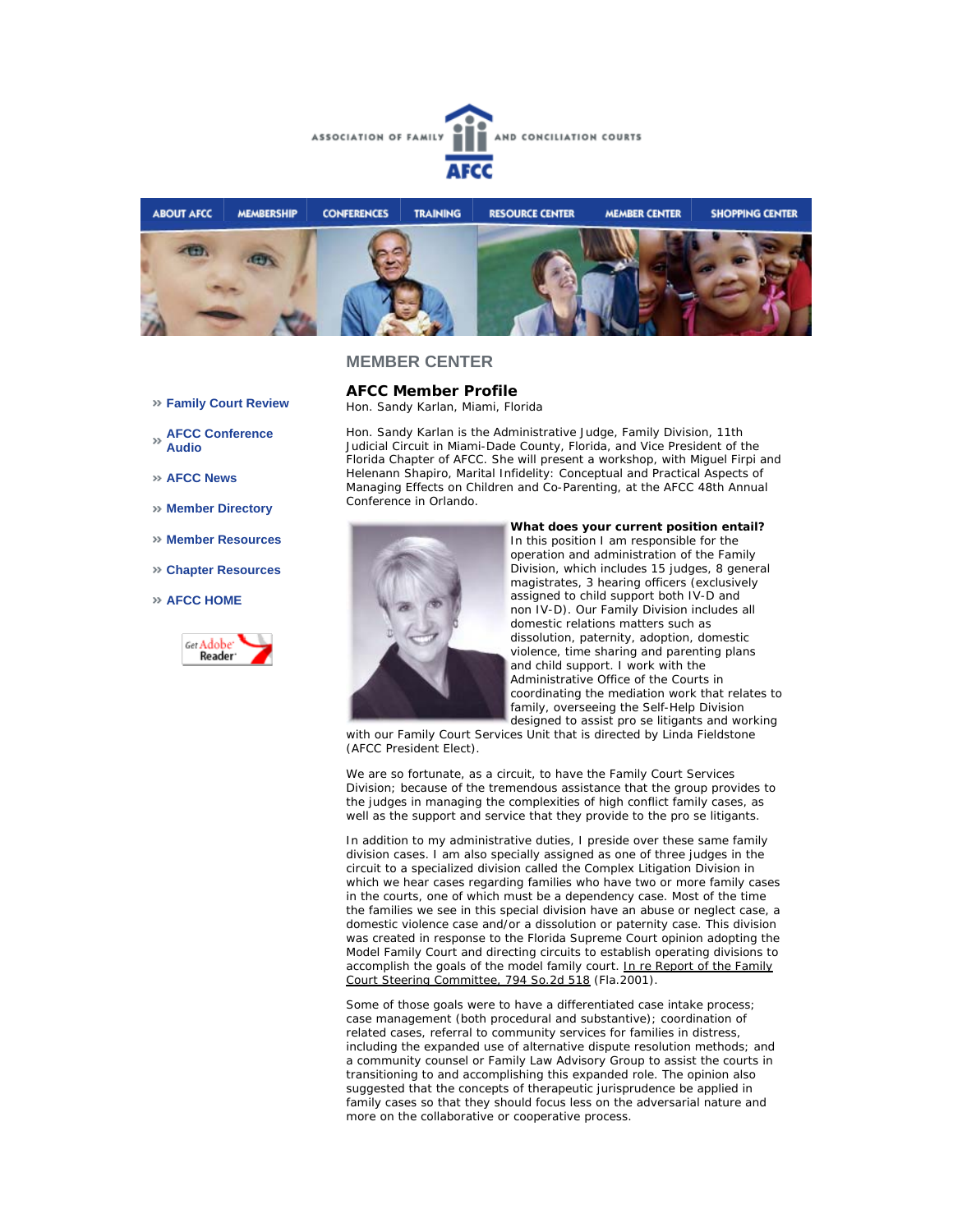ASSOCIATION OF FAMILY AND CONCILIATION COURTS

AFCC

ABOUT AFCC | MEMBERSHIP | CONFERENCES | TRAINING | RESOURCE CENTER | MEMBER CENTER | SHOPPING CENTER

- » Family Court Review
- » AFCC Conference Audio
- » AFCC News
- » Member Directory
- » Member Resources
- » Chapter Resources
- » AFCC HOME

## MEMBER CENTER

### AFCC Member Profile

Hon. Sandy Karlan, Miami, Florida

Hon. Sandy Karlan is the Administrative Judge, Family Division, 11th Judicial Circuit in Miami-Dade County, Florida, and Vice President of the Florida Chapter of AFCC. She will present a workshop, with Miguel Firpi and Helenann Shapiro, Marital Infidelity: Conceptual and Practical Aspects of Managing Effects on Children and Co-Parenting, at the AFCC 48th Annual Conference in Orlando.

**What does your current position entail?**
In this position I am responsible for the operation and administration of the Family Division, which includes 15 judges, 8 general magistrates, 3 hearing officers (exclusively assigned to child support both IV-D and non IV-D). Our Family Division includes all domestic relations matters such as dissolution, paternity, adoption, domestic violence, time sharing and parenting plans and child support. I work with the Administrative Office of the Courts in coordinating the mediation work that relates to family, overseeing the Self-Help Division designed to assist pro se litigants and working with our Family Court Services Unit that is directed by Linda Fieldstone (AFCC President Elect).

We are so fortunate, as a circuit, to have the Family Court Services Division; because of the tremendous assistance that the group provides to the judges in managing the complexities of high conflict family cases, as well as the support and service that they provide to the pro se litigants.

In addition to my administrative duties, I preside over these same family division cases. I am also specially assigned as one of three judges in the circuit to a specialized division called the Complex Litigation Division in which we hear cases regarding families who have two or more family cases in the courts, one of which must be a dependency case. Most of the time the families we see in this special division have an abuse or neglect case, a domestic violence case and/or a dissolution or paternity case. This division was created in response to the Florida Supreme Court opinion adopting the Model Family Court and directing circuits to establish operating divisions to accomplish the goals of the model family court. In re Report of the Family Court Steering Committee, 794 So.2d 518 (Fla.2001).

Some of those goals were to have a differentiated case intake process; case management (both procedural and substantive); coordination of related cases, referral to community services for families in distress, including the expanded use of alternative dispute resolution methods; and a community counsel or Family Law Advisory Group to assist the courts in transitioning to and accomplishing this expanded role. The opinion also suggested that the concepts of therapeutic jurisprudence be applied in family cases so that they should focus less on the adversarial nature and more on the collaborative or cooperative process.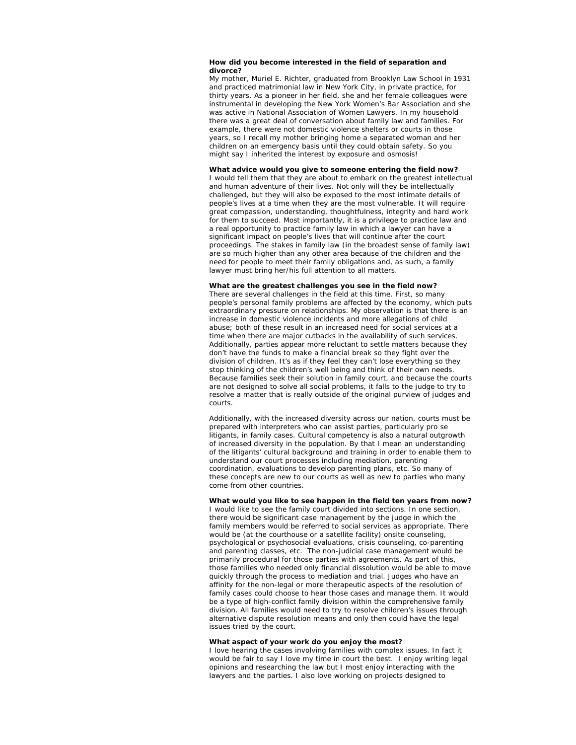**How did you become interested in the field of separation and divorce?**

My mother, Muriel E. Richter, graduated from Brooklyn Law School in 1931 and practiced matrimonial law in New York City, in private practice, for thirty years. As a pioneer in her field, she and her female colleagues were instrumental in developing the New York Women's Bar Association and she was active in National Association of Women Lawyers. In my household there was a great deal of conversation about family law and families. For example, there were not domestic violence shelters or courts in those years, so I recall my mother bringing home a separated woman and her children on an emergency basis until they could obtain safety. So you might say I inherited the interest by exposure and osmosis!

**What advice would you give to someone entering the field now?**

I would tell them that they are about to embark on the greatest intellectual and human adventure of their lives. Not only will they be intellectually challenged, but they will also be exposed to the most intimate details of people's lives at a time when they are the most vulnerable. It will require great compassion, understanding, thoughtfulness, integrity and hard work for them to succeed. Most importantly, it is a privilege to practice law and a real opportunity to practice family law in which a lawyer can have a significant impact on people's lives that will continue after the court proceedings. The stakes in family law (in the broadest sense of family law) are so much higher than any other area because of the children and the need for people to meet their family obligations and, as such, a family lawyer must bring her/his full attention to all matters.

**What are the greatest challenges you see in the field now?**

There are several challenges in the field at this time. First, so many people's personal family problems are affected by the economy, which puts extraordinary pressure on relationships. My observation is that there is an increase in domestic violence incidents and more allegations of child abuse; both of these result in an increased need for social services at a time when there are major cutbacks in the availability of such services. Additionally, parties appear more reluctant to settle matters because they don't have the funds to make a financial break so they fight over the division of children. It's as if they feel they can't lose everything so they stop thinking of the children's well being and think of their own needs. Because families seek their solution in family court, and because the courts are not designed to solve all social problems, it falls to the judge to try to resolve a matter that is really outside of the original purview of judges and courts.

Additionally, with the increased diversity across our nation, courts must be prepared with interpreters who can assist parties, particularly pro se litigants, in family cases. Cultural competency is also a natural outgrowth of increased diversity in the population. By that I mean an understanding of the litigants' cultural background and training in order to enable them to understand our court processes including mediation, parenting coordination, evaluations to develop parenting plans, etc. So many of these concepts are new to our courts as well as new to parties who many come from other countries.

**What would you like to see happen in the field ten years from now?**

I would like to see the family court divided into sections. In one section, there would be significant case management by the judge in which the family members would be referred to social services as appropriate. There would be (at the courthouse or a satellite facility) onsite counseling, psychological or psychosocial evaluations, crisis counseling, co-parenting and parenting classes, etc. The non-judicial case management would be primarily procedural for those parties with agreements. As part of this, those families who needed only financial dissolution would be able to move quickly through the process to mediation and trial. Judges who have an affinity for the non-legal or more therapeutic aspects of the resolution of family cases could choose to hear those cases and manage them. It would be a type of high-conflict family division within the comprehensive family division. All families would need to try to resolve children's issues through alternative dispute resolution means and only then could have the legal issues tried by the court.

**What aspect of your work do you enjoy the most?**

I love hearing the cases involving families with complex issues. In fact it would be fair to say I love my time in court the best. I enjoy writing legal opinions and researching the law but I most enjoy interacting with the lawyers and the parties. I also love working on projects designed to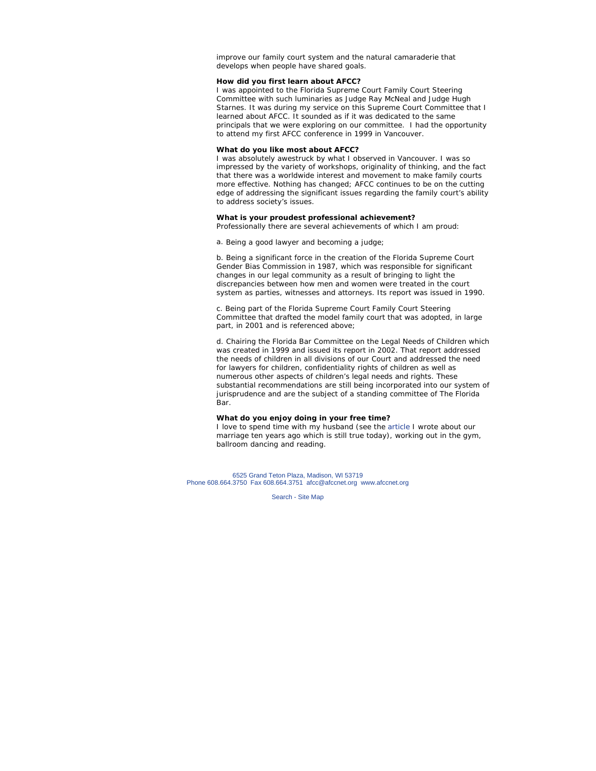improve our family court system and the natural camaraderie that develops when people have shared goals.

**How did you first learn about AFCC?**

I was appointed to the Florida Supreme Court Family Court Steering Committee with such luminaries as Judge Ray McNeal and Judge Hugh Starnes. It was during my service on this Supreme Court Committee that I learned about AFCC. It sounded as if it was dedicated to the same principals that we were exploring on our committee. I had the opportunity to attend my first AFCC conference in 1999 in Vancouver.

**What do you like most about AFCC?**

I was absolutely awestruck by what I observed in Vancouver. I was so impressed by the variety of workshops, originality of thinking, and the fact that there was a worldwide interest and movement to make family courts more effective. Nothing has changed; AFCC continues to be on the cutting edge of addressing the significant issues regarding the family court's ability to address society's issues.

**What is your proudest professional achievement?**

Professionally there are several achievements of which I am proud:

a. Being a good lawyer and becoming a judge;

b. Being a significant force in the creation of the Florida Supreme Court Gender Bias Commission in 1987, which was responsible for significant changes in our legal community as a result of bringing to light the discrepancies between how men and women were treated in the court system as parties, witnesses and attorneys. Its report was issued in 1990.

c. Being part of the Florida Supreme Court Family Court Steering Committee that drafted the model family court that was adopted, in large part, in 2001 and is referenced above;

d. Chairing the Florida Bar Committee on the Legal Needs of Children which was created in 1999 and issued its report in 2002. That report addressed the needs of children in all divisions of our Court and addressed the need for lawyers for children, confidentiality rights of children as well as numerous other aspects of children's legal needs and rights. These substantial recommendations are still being incorporated into our system of jurisprudence and are the subject of a standing committee of The Florida Bar.

**What do you enjoy doing in your free time?**

I love to spend time with my husband (see the article I wrote about our marriage ten years ago which is still true today), working out in the gym, ballroom dancing and reading.

6525 Grand Teton Plaza, Madison, WI 53719
Phone 608.664.3750 Fax 608.664.3751 afcc@afccnet.org www.afccnet.org

Search - Site Map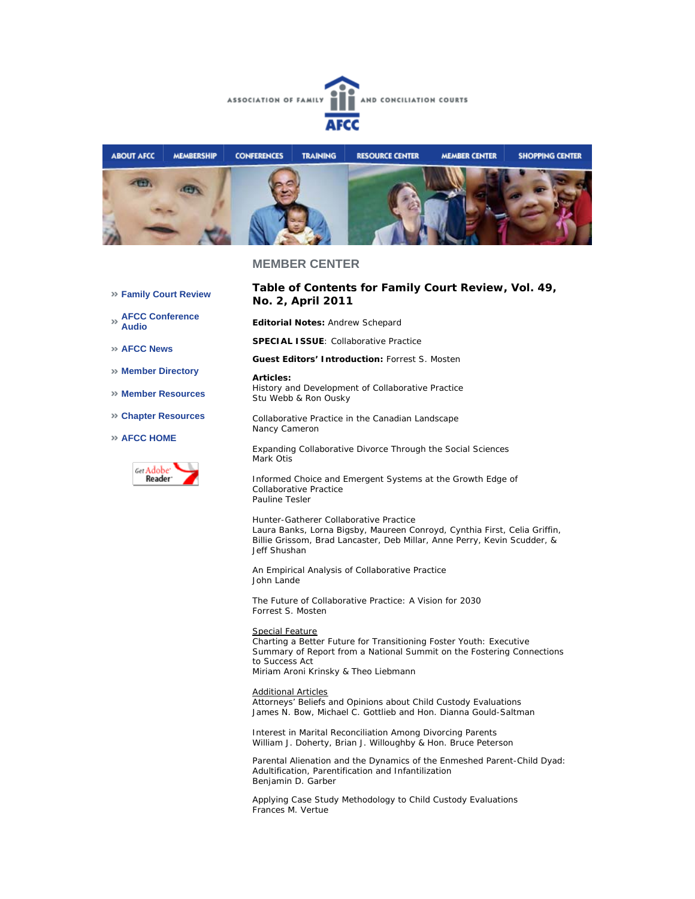ASSOCIATION OF FAMILY AND CONCILIATION COURTS

AFCC

ABOUT AFCC | MEMBERSHIP | CONFERENCES | TRAINING | RESOURCE CENTER | MEMBER CENTER | SHOPPING CENTER

## MEMBER CENTER

- » Family Court Review
- » AFCC Conference Audio
- » AFCC News
- » Member Directory
- » Member Resources
- » Chapter Resources
- » AFCC HOME

Get Adobe Reader

### Table of Contents for Family Court Review, Vol. 49, No. 2, April 2011

**Editorial Notes:** Andrew Schepard

**SPECIAL ISSUE**: Collaborative Practice

**Guest Editors' Introduction:** Forrest S. Mosten

**Articles:**
History and Development of Collaborative Practice
Stu Webb & Ron Ousky

Collaborative Practice in the Canadian Landscape
Nancy Cameron

Expanding Collaborative Divorce Through the Social Sciences
Mark Otis

Informed Choice and Emergent Systems at the Growth Edge of Collaborative Practice
Pauline Tesler

Hunter-Gatherer Collaborative Practice
Laura Banks, Lorna Bigsby, Maureen Conroyd, Cynthia First, Celia Griffin, Billie Grissom, Brad Lancaster, Deb Millar, Anne Perry, Kevin Scudder, & Jeff Shushan

An Empirical Analysis of Collaborative Practice
John Lande

The Future of Collaborative Practice: A Vision for 2030
Forrest S. Mosten

Special Feature
Charting a Better Future for Transitioning Foster Youth: Executive Summary of Report from a National Summit on the Fostering Connections to Success Act
Miriam Aroni Krinsky & Theo Liebmann

Additional Articles
Attorneys' Beliefs and Opinions about Child Custody Evaluations
James N. Bow, Michael C. Gottlieb and Hon. Dianna Gould-Saltman

Interest in Marital Reconciliation Among Divorcing Parents
William J. Doherty, Brian J. Willoughby & Hon. Bruce Peterson

Parental Alienation and the Dynamics of the Enmeshed Parent-Child Dyad: Adultification, Parentification and Infantilization
Benjamin D. Garber

Applying Case Study Methodology to Child Custody Evaluations
Frances M. Vertue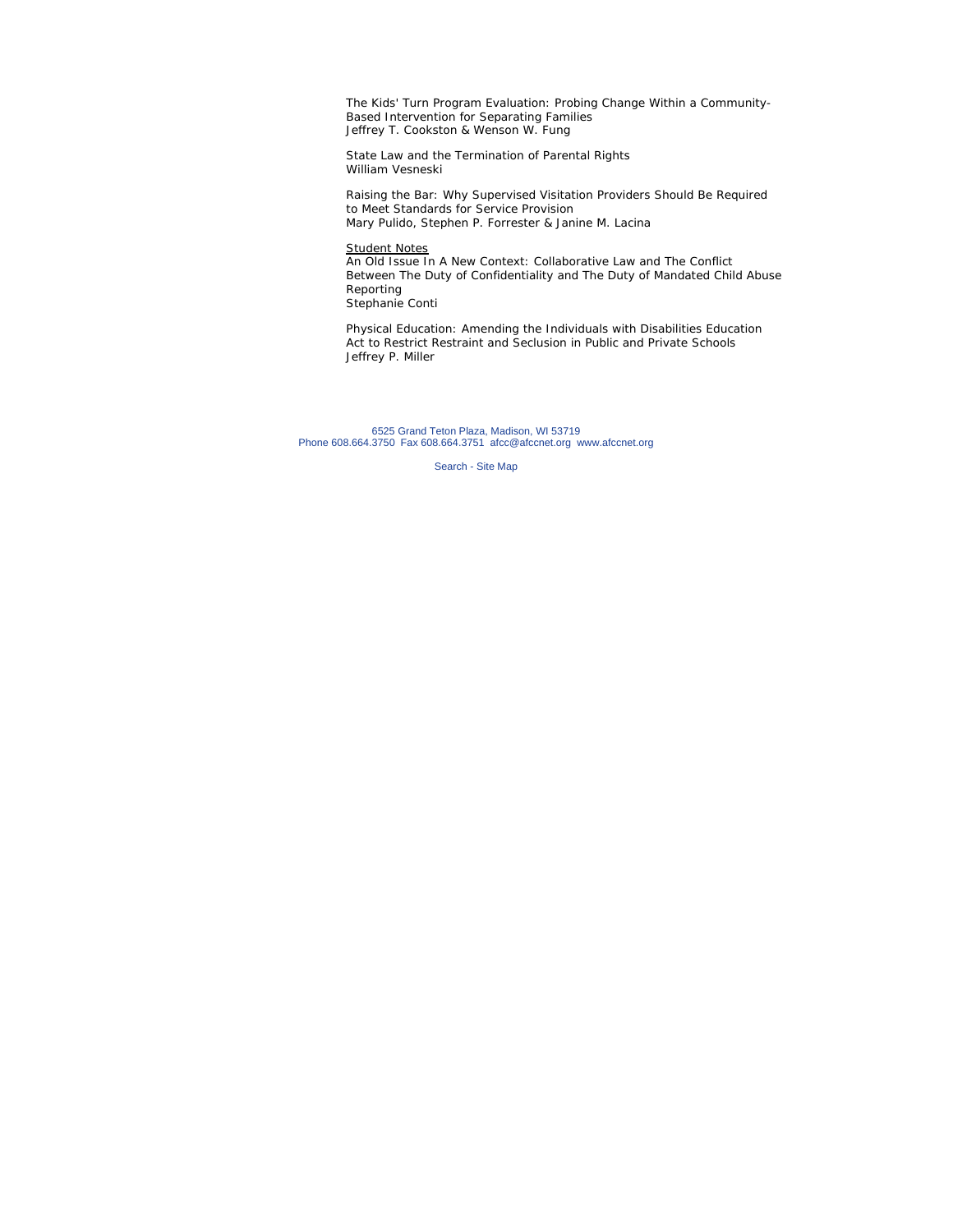The Kids' Turn Program Evaluation: Probing Change Within a Community-Based Intervention for Separating Families
Jeffrey T. Cookston & Wenson W. Fung

State Law and the Termination of Parental Rights
William Vesneski

Raising the Bar: Why Supervised Visitation Providers Should Be Required to Meet Standards for Service Provision
Mary Pulido, Stephen P. Forrester & Janine M. Lacina

<u>Student Notes</u>
An Old Issue In A New Context: Collaborative Law and The Conflict Between The Duty of Confidentiality and The Duty of Mandated Child Abuse Reporting
Stephanie Conti

Physical Education: Amending the Individuals with Disabilities Education Act to Restrict Restraint and Seclusion in Public and Private Schools
Jeffrey P. Miller

6525 Grand Teton Plaza, Madison, WI 53719
Phone 608.664.3750 Fax 608.664.3751 afcc@afccnet.org www.afccnet.org

Search - Site Map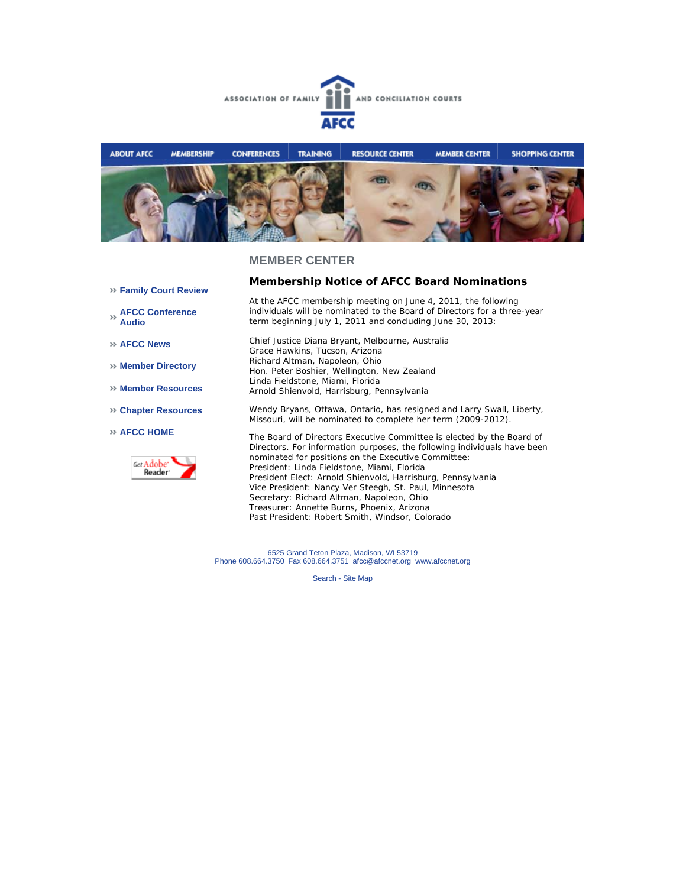ASSOCIATION OF FAMILY AND CONCILIATION COURTS

AFCC

ABOUT AFCC | MEMBERSHIP | CONFERENCES | TRAINING | RESOURCE CENTER | MEMBER CENTER | SHOPPING CENTER

## MEMBER CENTER

- Family Court Review
- AFCC Conference Audio
- AFCC News
- Member Directory
- Member Resources
- Chapter Resources
- AFCC HOME

### Membership Notice of AFCC Board Nominations

At the AFCC membership meeting on June 4, 2011, the following individuals will be nominated to the Board of Directors for a three-year term beginning July 1, 2011 and concluding June 30, 2013:

Chief Justice Diana Bryant, Melbourne, Australia
Grace Hawkins, Tucson, Arizona
Richard Altman, Napoleon, Ohio
Hon. Peter Boshier, Wellington, New Zealand
Linda Fieldstone, Miami, Florida
Arnold Shienvold, Harrisburg, Pennsylvania

Wendy Bryans, Ottawa, Ontario, has resigned and Larry Swall, Liberty, Missouri, will be nominated to complete her term (2009-2012).

The Board of Directors Executive Committee is elected by the Board of Directors. For information purposes, the following individuals have been nominated for positions on the Executive Committee:
President: Linda Fieldstone, Miami, Florida
President Elect: Arnold Shienvold, Harrisburg, Pennsylvania
Vice President: Nancy Ver Steegh, St. Paul, Minnesota
Secretary: Richard Altman, Napoleon, Ohio
Treasurer: Annette Burns, Phoenix, Arizona
Past President: Robert Smith, Windsor, Colorado

6525 Grand Teton Plaza, Madison, WI 53719
Phone 608.664.3750 Fax 608.664.3751 afcc@afccnet.org www.afccnet.org

Search - Site Map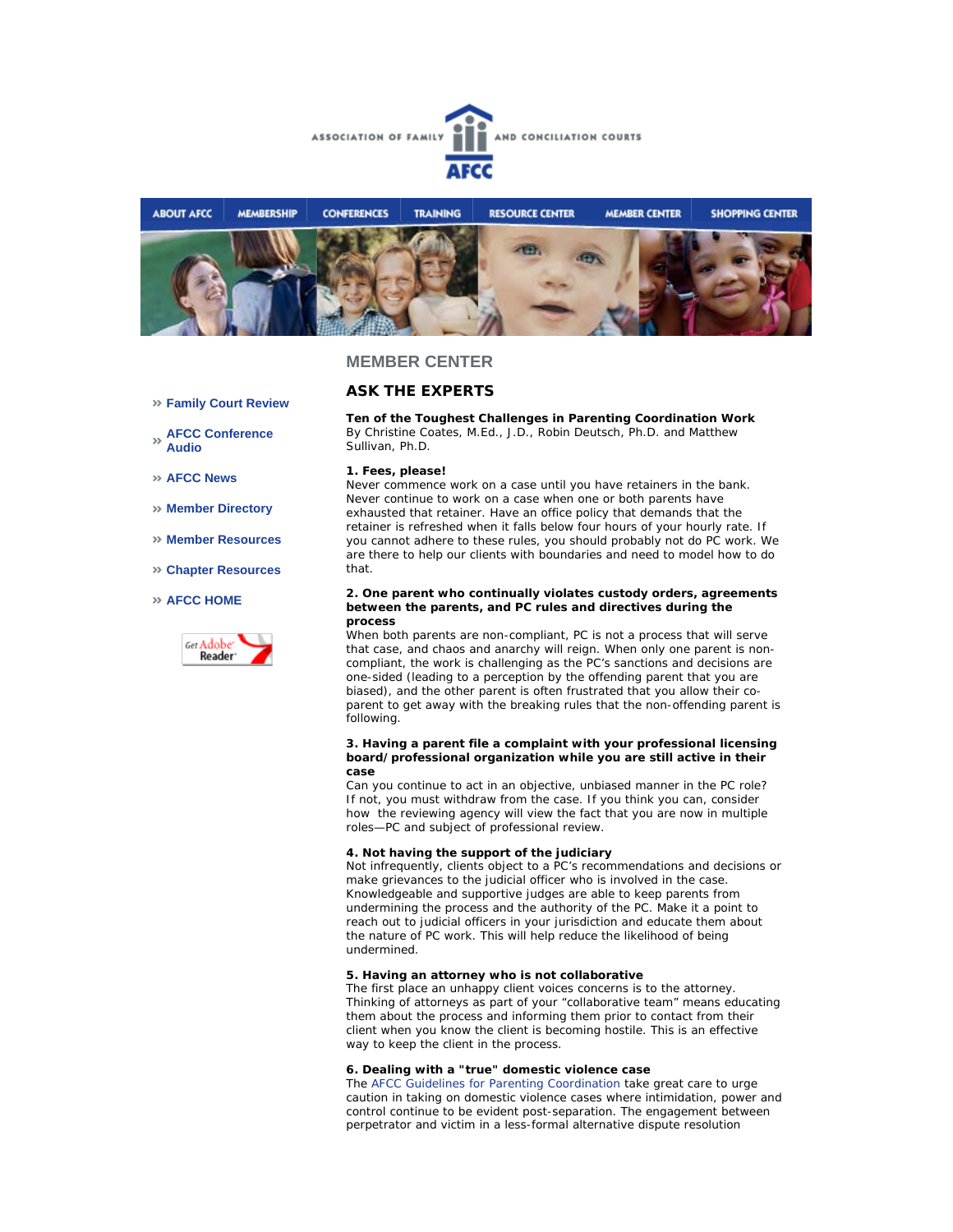ASSOCIATION OF FAMILY AND CONCILIATION COURTS

AFCC

ABOUT AFCC | MEMBERSHIP | CONFERENCES | TRAINING | RESOURCE CENTER | MEMBER CENTER | SHOPPING CENTER

» Family Court Review

» AFCC Conference Audio

» AFCC News

» Member Directory

» Member Resources

» Chapter Resources

» AFCC HOME

Get Adobe Reader

## MEMBER CENTER

## ASK THE EXPERTS

**Ten of the Toughest Challenges in Parenting Coordination Work**
By Christine Coates, M.Ed., J.D., Robin Deutsch, Ph.D. and Matthew Sullivan, Ph.D.

**1. Fees, please!**
Never commence work on a case until you have retainers in the bank. Never continue to work on a case when one or both parents have exhausted that retainer. Have an office policy that demands that the retainer is refreshed when it falls below four hours of your hourly rate. If you cannot adhere to these rules, you should probably not do PC work. We are there to help our clients with boundaries and need to model how to do that.

**2. One parent who continually violates custody orders, agreements between the parents, and PC rules and directives during the process**
When both parents are non-compliant, PC is not a process that will serve that case, and chaos and anarchy will reign. When only one parent is non-compliant, the work is challenging as the PC's sanctions and decisions are one-sided (leading to a perception by the offending parent that you are biased), and the other parent is often frustrated that you allow their co-parent to get away with the breaking rules that the non-offending parent is following.

**3. Having a parent file a complaint with your professional licensing board/professional organization while you are still active in their case**
Can you continue to act in an objective, unbiased manner in the PC role? If not, you must withdraw from the case. If you think you can, consider how the reviewing agency will view the fact that you are now in multiple roles—PC and subject of professional review.

**4. Not having the support of the judiciary**
Not infrequently, clients object to a PC's recommendations and decisions or make grievances to the judicial officer who is involved in the case. Knowledgeable and supportive judges are able to keep parents from undermining the process and the authority of the PC. Make it a point to reach out to judicial officers in your jurisdiction and educate them about the nature of PC work. This will help reduce the likelihood of being undermined.

**5. Having an attorney who is not collaborative**
The first place an unhappy client voices concerns is to the attorney. Thinking of attorneys as part of your "collaborative team" means educating them about the process and informing them prior to contact from their client when you know the client is becoming hostile. This is an effective way to keep the client in the process.

**6. Dealing with a "true" domestic violence case**
The AFCC Guidelines for Parenting Coordination take great care to urge caution in taking on domestic violence cases where intimidation, power and control continue to be evident post-separation. The engagement between perpetrator and victim in a less-formal alternative dispute resolution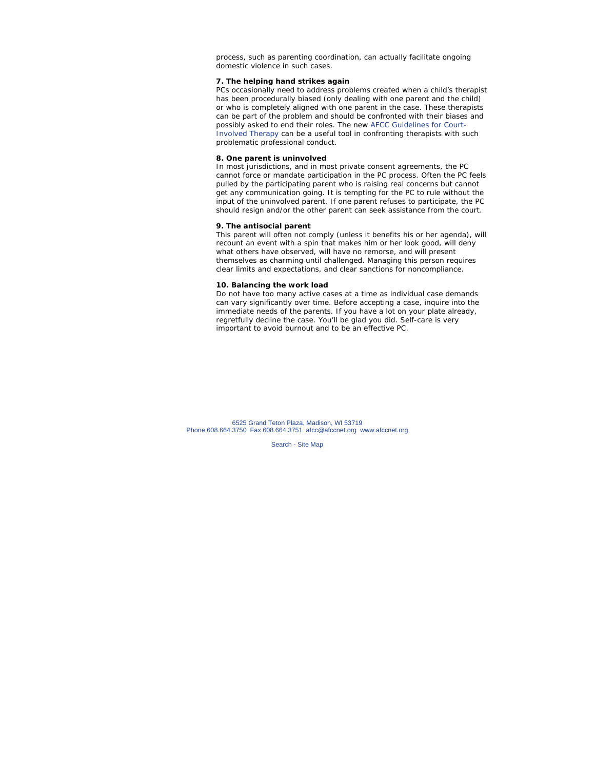process, such as parenting coordination, can actually facilitate ongoing domestic violence in such cases.

**7. The helping hand strikes again**

PCs occasionally need to address problems created when a child's therapist has been procedurally biased (only dealing with one parent and the child) or who is completely aligned with one parent in the case. These therapists can be part of the problem and should be confronted with their biases and possibly asked to end their roles. The new AFCC Guidelines for Court-Involved Therapy can be a useful tool in confronting therapists with such problematic professional conduct.

**8. One parent is uninvolved**

In most jurisdictions, and in most private consent agreements, the PC cannot force or mandate participation in the PC process. Often the PC feels pulled by the participating parent who is raising real concerns but cannot get any communication going. It is tempting for the PC to rule without the input of the uninvolved parent. If one parent refuses to participate, the PC should resign and/or the other parent can seek assistance from the court.

**9. The antisocial parent**

This parent will often not comply (unless it benefits his or her agenda), will recount an event with a spin that makes him or her look good, will deny what others have observed, will have no remorse, and will present themselves as charming until challenged. Managing this person requires clear limits and expectations, and clear sanctions for noncompliance.

**10. Balancing the work load**

Do not have too many active cases at a time as individual case demands can vary significantly over time. Before accepting a case, inquire into the immediate needs of the parents. If you have a lot on your plate already, regretfully decline the case. You'll be glad you did. Self-care is very important to avoid burnout and to be an effective PC.

6525 Grand Teton Plaza, Madison, WI 53719
Phone 608.664.3750 Fax 608.664.3751 afcc@afccnet.org www.afccnet.org

Search - Site Map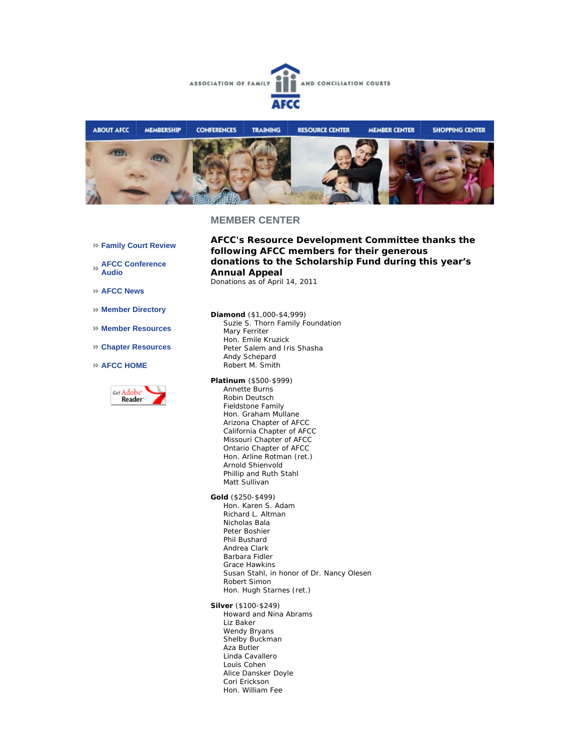ASSOCIATION OF FAMILY AND CONCILIATION COURTS

AFCC

ABOUT AFCC | MEMBERSHIP | CONFERENCES | TRAINING | RESOURCE CENTER | MEMBER CENTER | SHOPPING CENTER

## MEMBER CENTER

- » Family Court Review
- » AFCC Conference Audio
- » AFCC News
- » Member Directory
- » Member Resources
- » Chapter Resources
- » AFCC HOME

Get Adobe Reader

### AFCC's Resource Development Committee thanks the following AFCC members for their generous donations to the Scholarship Fund during this year's Annual Appeal

Donations as of April 14, 2011

**Diamond** ($1,000-$4,999)

Suzie S. Thorn Family Foundation
Mary Ferriter
Hon. Emile Kruzick
Peter Salem and Iris Shasha
Andy Schepard
Robert M. Smith

**Platinum** ($500-$999)

Annette Burns
Robin Deutsch
Fieldstone Family
Hon. Graham Mullane
Arizona Chapter of AFCC
California Chapter of AFCC
Missouri Chapter of AFCC
Ontario Chapter of AFCC
Hon. Arline Rotman (ret.)
Arnold Shienvold
Phillip and Ruth Stahl
Matt Sullivan

**Gold** ($250-$499)

Hon. Karen S. Adam
Richard L. Altman
Nicholas Bala
Peter Boshier
Phil Bushard
Andrea Clark
Barbara Fidler
Grace Hawkins
Susan Stahl, in honor of Dr. Nancy Olesen
Robert Simon
Hon. Hugh Starnes (ret.)

**Silver** ($100-$249)

Howard and Nina Abrams
Liz Baker
Wendy Bryans
Shelby Buckman
Aza Butler
Linda Cavallero
Louis Cohen
Alice Dansker Doyle
Cori Erickson
Hon. William Fee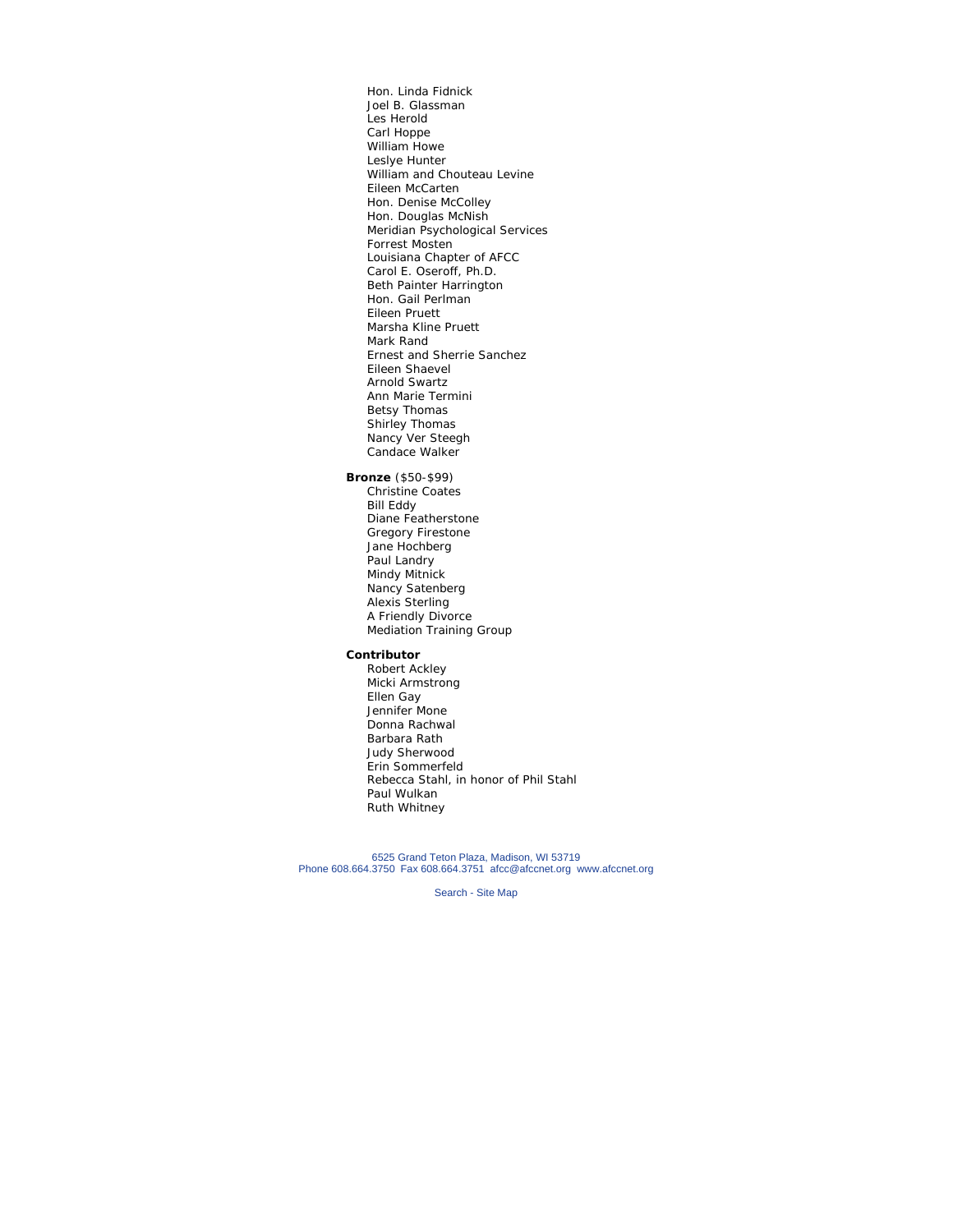Hon. Linda Fidnick
Joel B. Glassman
Les Herold
Carl Hoppe
William Howe
Leslye Hunter
William and Chouteau Levine
Eileen McCarten
Hon. Denise McColley
Hon. Douglas McNish
Meridian Psychological Services
Forrest Mosten
Louisiana Chapter of AFCC
Carol E. Oseroff, Ph.D.
Beth Painter Harrington
Hon. Gail Perlman
Eileen Pruett
Marsha Kline Pruett
Mark Rand
Ernest and Sherrie Sanchez
Eileen Shaevel
Arnold Swartz
Ann Marie Termini
Betsy Thomas
Shirley Thomas
Nancy Ver Steegh
Candace Walker

**Bronze** ($50-$99)

Christine Coates
Bill Eddy
Diane Featherstone
Gregory Firestone
Jane Hochberg
Paul Landry
Mindy Mitnick
Nancy Satenberg
Alexis Sterling
A Friendly Divorce
Mediation Training Group

**Contributor**

Robert Ackley
Micki Armstrong
Ellen Gay
Jennifer Mone
Donna Rachwal
Barbara Rath
Judy Sherwood
Erin Sommerfeld
Rebecca Stahl, in honor of Phil Stahl
Paul Wulkan
Ruth Whitney

6525 Grand Teton Plaza, Madison, WI 53719
Phone 608.664.3750 Fax 608.664.3751 afcc@afccnet.org www.afccnet.org

Search - Site Map